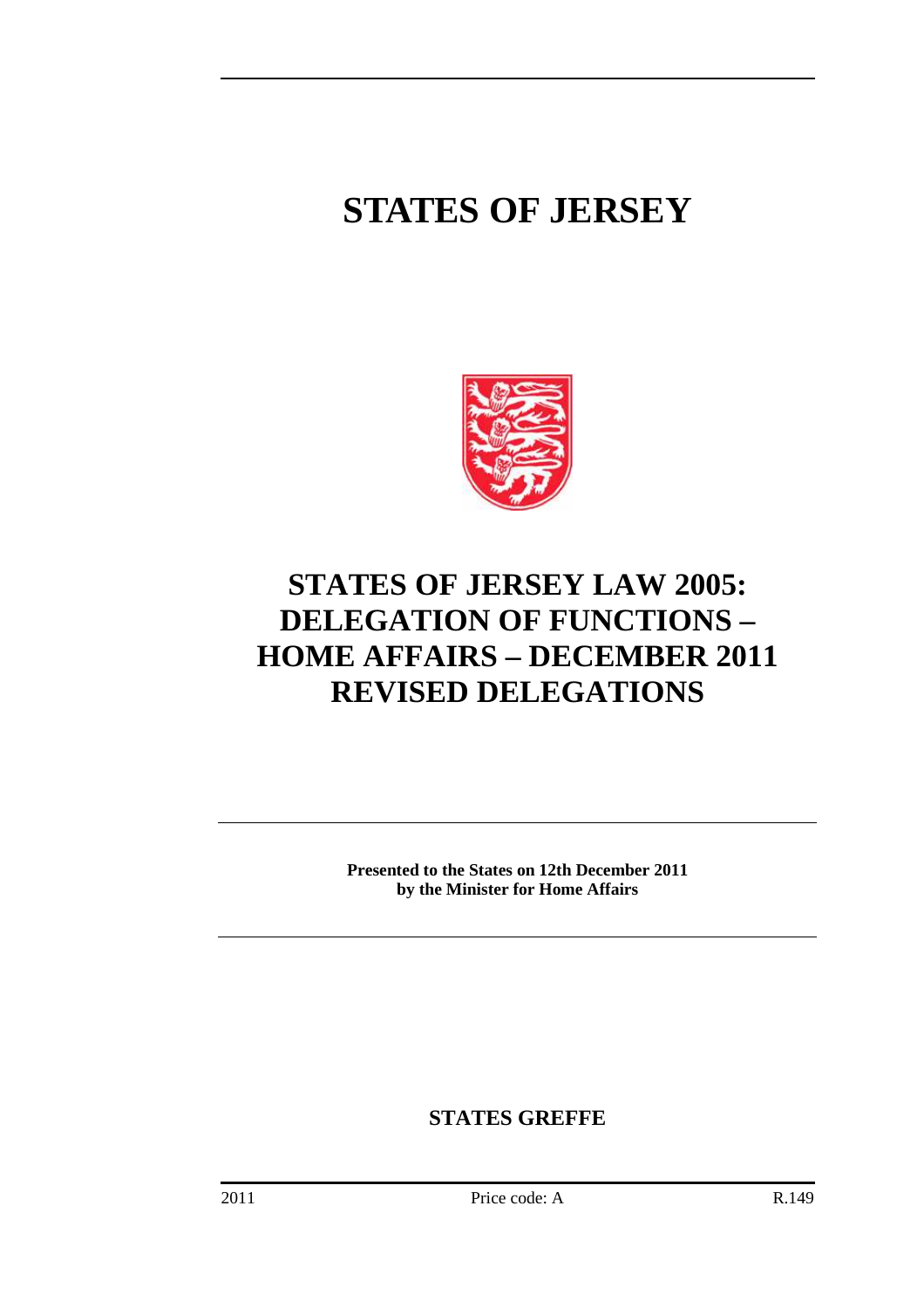# STATES OF JERSEY

# STATES OF JERSEY LAW 2005: DELEGATION OF FUNCTIONS – HOME AFFAIRS – DECEMBER 2011 REVISED DELEGATIONS

**Presented to the States on 12th December 2011 by the Minister for Home Affairs**

**STATES GREFFE**

2011 Price code: A R.149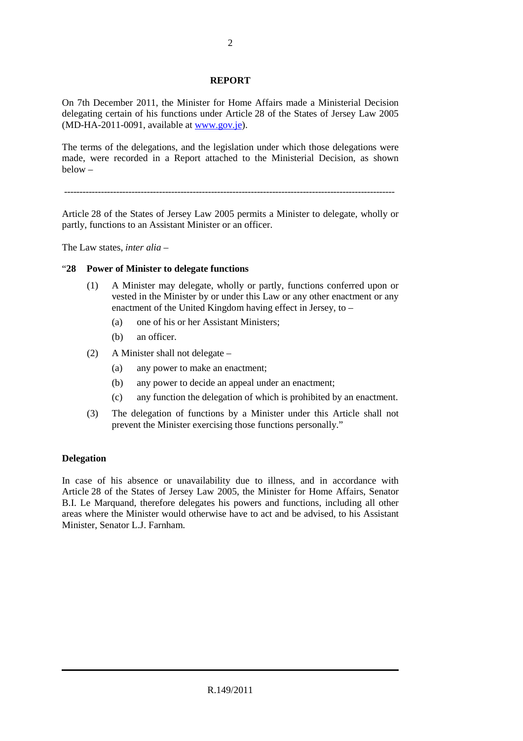## REPORT

On 7th December 2011, the Minister for Home Affairs made a Ministerial Decision delegating certain of his functions under Article 28 of the States of Jersey Law 2005 (MD-HA-2011-0091, available at www.gov.je).

The terms of the delegations, and the legislation under which those delegations were made, were recorded in a Report attached to the Ministerial Decision, as shown below –

---

Article 28 of the States of Jersey Law 2005 permits a Minister to delegate, wholly or partly, functions to an Assistant Minister or an officer.

The Law states, *inter alia* –

"**28 Power of Minister to delegate functions**

(1) A Minister may delegate, wholly or partly, functions conferred upon or vested in the Minister by or under this Law or any other enactment or any enactment of the United Kingdom having effect in Jersey, to –

(a) one of his or her Assistant Ministers;

(b) an officer.

(2) A Minister shall not delegate –

(a) any power to make an enactment;

(b) any power to decide an appeal under an enactment;

(c) any function the delegation of which is prohibited by an enactment.

(3) The delegation of functions by a Minister under this Article shall not prevent the Minister exercising those functions personally."

**Delegation**

In case of his absence or unavailability due to illness, and in accordance with Article 28 of the States of Jersey Law 2005, the Minister for Home Affairs, Senator B.I. Le Marquand, therefore delegates his powers and functions, including all other areas where the Minister would otherwise have to act and be advised, to his Assistant Minister, Senator L.J. Farnham.

R.149/2011